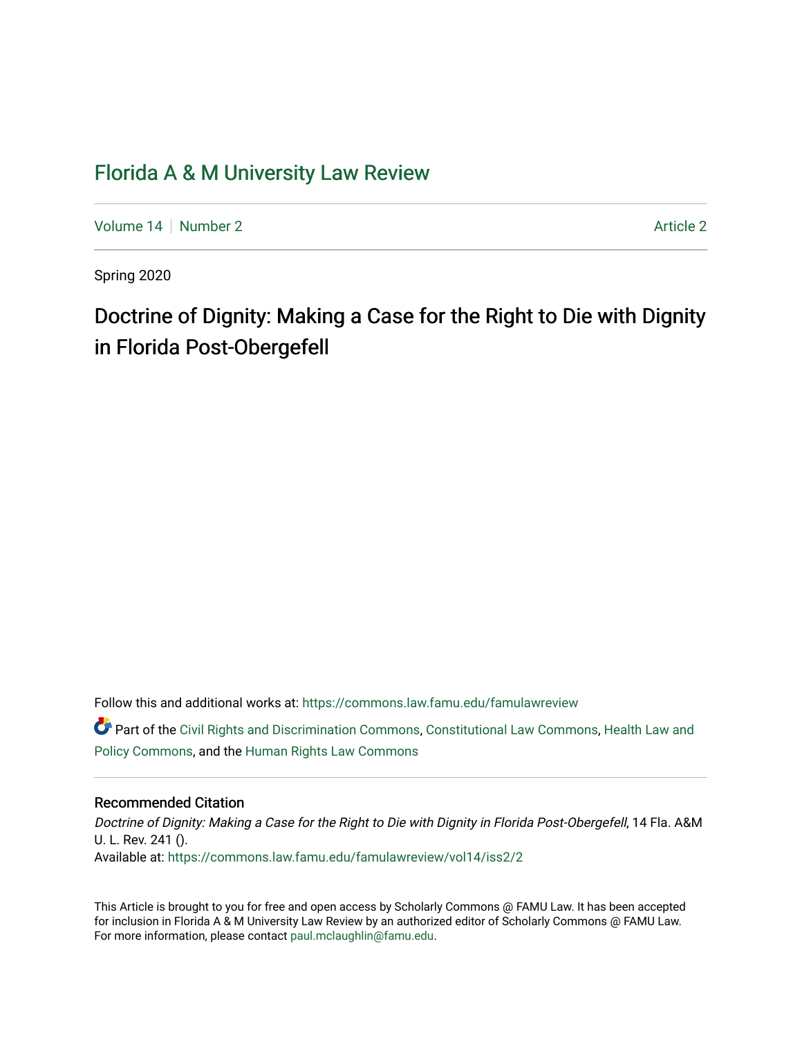# Florida A & M University Law Review

Volume 14 | Number 2 Article 2

Spring 2020

## Doctrine of Dignity: Making a Case for the Right to Die with Dignity in Florida Post-Obergefell

Follow this and additional works at: https://commons.law.famu.edu/famulawreview

Part of the Civil Rights and Discrimination Commons, Constitutional Law Commons, Health Law and Policy Commons, and the Human Rights Law Commons

### Recommended Citation

*Doctrine of Dignity: Making a Case for the Right to Die with Dignity in Florida Post-Obergefell*, 14 Fla. A&M U. L. Rev. 241 ().

Available at: https://commons.law.famu.edu/famulawreview/vol14/iss2/2

This Article is brought to you for free and open access by Scholarly Commons @ FAMU Law. It has been accepted for inclusion in Florida A & M University Law Review by an authorized editor of Scholarly Commons @ FAMU Law. For more information, please contact paul.mclaughlin@famu.edu.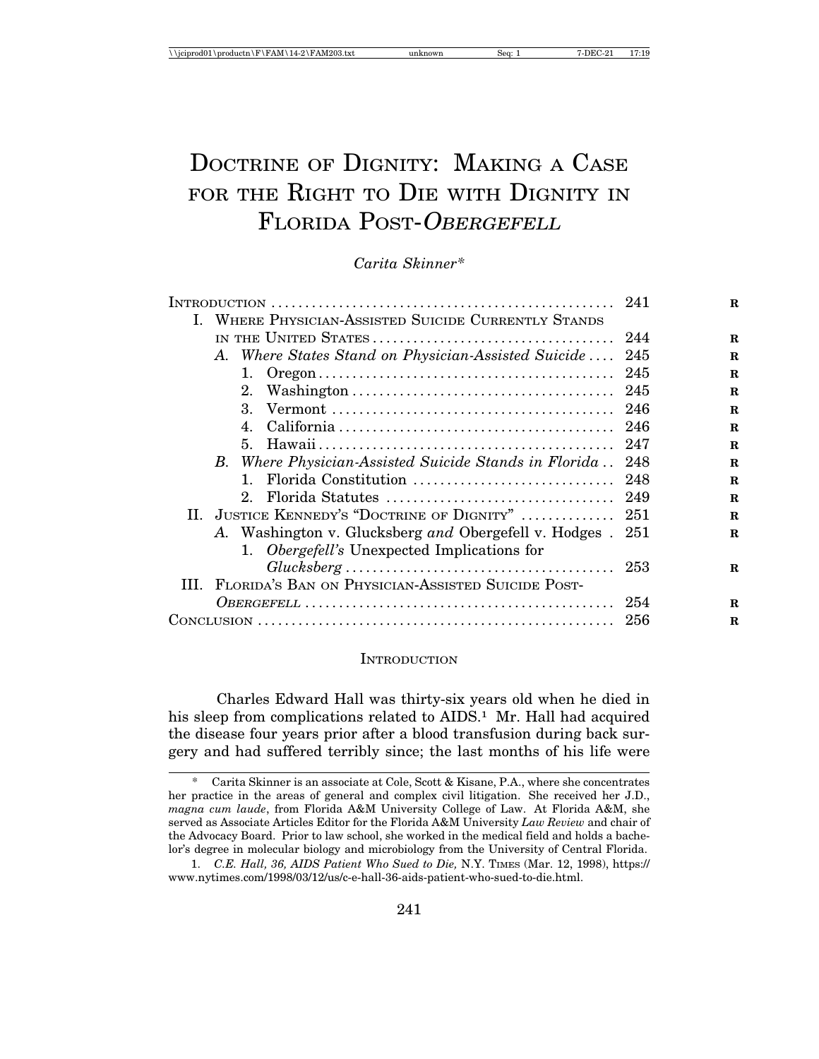# Doctrine of Dignity: Making a Case for the Right to Die with Dignity in Florida Post-*Obergefell*

*Carita Skinner**

| | |
|---|---|
| Introduction | 241 |
| I. Where Physician-Assisted Suicide Currently Stands in the United States | 244 |
| *A. Where States Stand on Physician-Assisted Suicide* | 245 |
| 1. Oregon | 245 |
| 2. Washington | 245 |
| 3. Vermont | 246 |
| 4. California | 246 |
| 5. Hawaii | 247 |
| *B. Where Physician-Assisted Suicide Stands in Florida* | 248 |
| 1. Florida Constitution | 248 |
| 2. Florida Statutes | 249 |
| II. Justice Kennedy's "Doctrine of Dignity" | 251 |
| *A.* Washington v. Glucksberg *and* Obergefell v. Hodges | 251 |
| 1. *Obergefell's* Unexpected Implications for *Glucksberg* | 253 |
| III. Florida's Ban on Physician-Assisted Suicide Post-*Obergefell* | 254 |
| Conclusion | 256 |

## Introduction

Charles Edward Hall was thirty-six years old when he died in his sleep from complications related to AIDS.[1] Mr. Hall had acquired the disease four years prior after a blood transfusion during back surgery and had suffered terribly since; the last months of his life were

---

\* Carita Skinner is an associate at Cole, Scott & Kisane, P.A., where she concentrates her practice in the areas of general and complex civil litigation. She received her J.D., *magna cum laude*, from Florida A&M University College of Law. At Florida A&M, she served as Associate Articles Editor for the Florida A&M University *Law Review* and chair of the Advocacy Board. Prior to law school, she worked in the medical field and holds a bachelor's degree in molecular biology and microbiology from the University of Central Florida.

1. *C.E. Hall, 36, AIDS Patient Who Sued to Die,* N.Y. Times (Mar. 12, 1998), https://www.nytimes.com/1998/03/12/us/c-e-hall-36-aids-patient-who-sued-to-die.html.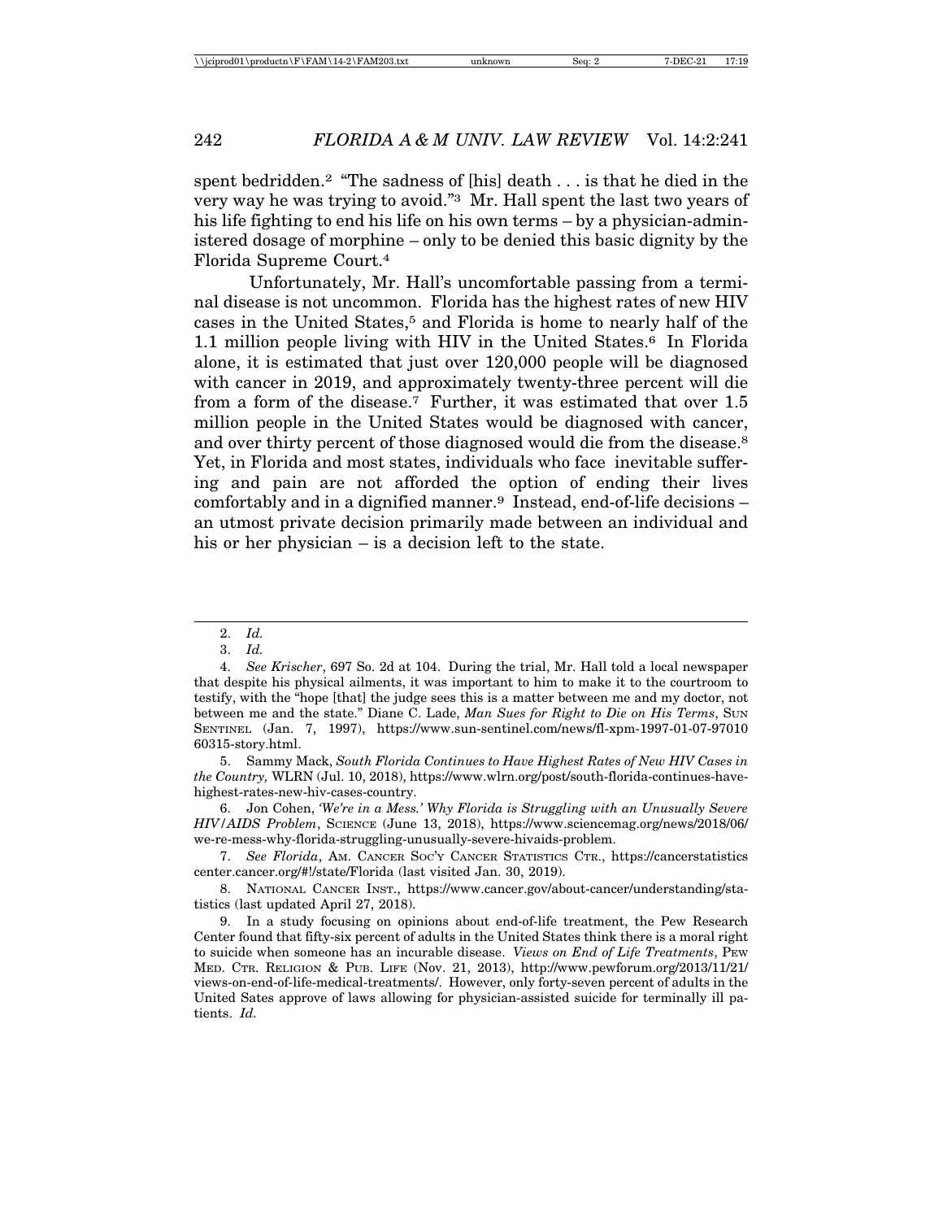spent bedridden.[2] "The sadness of [his] death . . . is that he died in the very way he was trying to avoid."[3] Mr. Hall spent the last two years of his life fighting to end his life on his own terms – by a physician-administered dosage of morphine – only to be denied this basic dignity by the Florida Supreme Court.[4]

Unfortunately, Mr. Hall's uncomfortable passing from a terminal disease is not uncommon. Florida has the highest rates of new HIV cases in the United States,[5] and Florida is home to nearly half of the 1.1 million people living with HIV in the United States.[6] In Florida alone, it is estimated that just over 120,000 people will be diagnosed with cancer in 2019, and approximately twenty-three percent will die from a form of the disease.[7] Further, it was estimated that over 1.5 million people in the United States would be diagnosed with cancer, and over thirty percent of those diagnosed would die from the disease.[8] Yet, in Florida and most states, individuals who face inevitable suffering and pain are not afforded the option of ending their lives comfortably and in a dignified manner.[9] Instead, end-of-life decisions – an utmost private decision primarily made between an individual and his or her physician – is a decision left to the state.

---

2. *Id.*

3. *Id.*

4. *See Krischer*, 697 So. 2d at 104. During the trial, Mr. Hall told a local newspaper that despite his physical ailments, it was important to him to make it to the courtroom to testify, with the "hope [that] the judge sees this is a matter between me and my doctor, not between me and the state." Diane C. Lade, *Man Sues for Right to Die on His Terms*, SUN SENTINEL (Jan. 7, 1997), https://www.sun-sentinel.com/news/fl-xpm-1997-01-07-9701060315-story.html.

5. Sammy Mack, *South Florida Continues to Have Highest Rates of New HIV Cases in the Country,* WLRN (Jul. 10, 2018), https://www.wlrn.org/post/south-florida-continues-have-highest-rates-new-hiv-cases-country.

6. Jon Cohen, *'We're in a Mess.' Why Florida is Struggling with an Unusually Severe HIV/AIDS Problem*, SCIENCE (June 13, 2018), https://www.sciencemag.org/news/2018/06/we-re-mess-why-florida-struggling-unusually-severe-hivaids-problem.

7. *See Florida*, AM. CANCER SOC'Y CANCER STATISTICS CTR., https://cancerstatisticscenter.cancer.org/#!/state/Florida (last visited Jan. 30, 2019).

8. NATIONAL CANCER INST., https://www.cancer.gov/about-cancer/understanding/statistics (last updated April 27, 2018).

9. In a study focusing on opinions about end-of-life treatment, the Pew Research Center found that fifty-six percent of adults in the United States think there is a moral right to suicide when someone has an incurable disease. *Views on End of Life Treatments*, PEW MED. CTR. RELIGION & PUB. LIFE (Nov. 21, 2013), http://www.pewforum.org/2013/11/21/views-on-end-of-life-medical-treatments/. However, only forty-seven percent of adults in the United Sates approve of laws allowing for physician-assisted suicide for terminally ill patients. *Id.*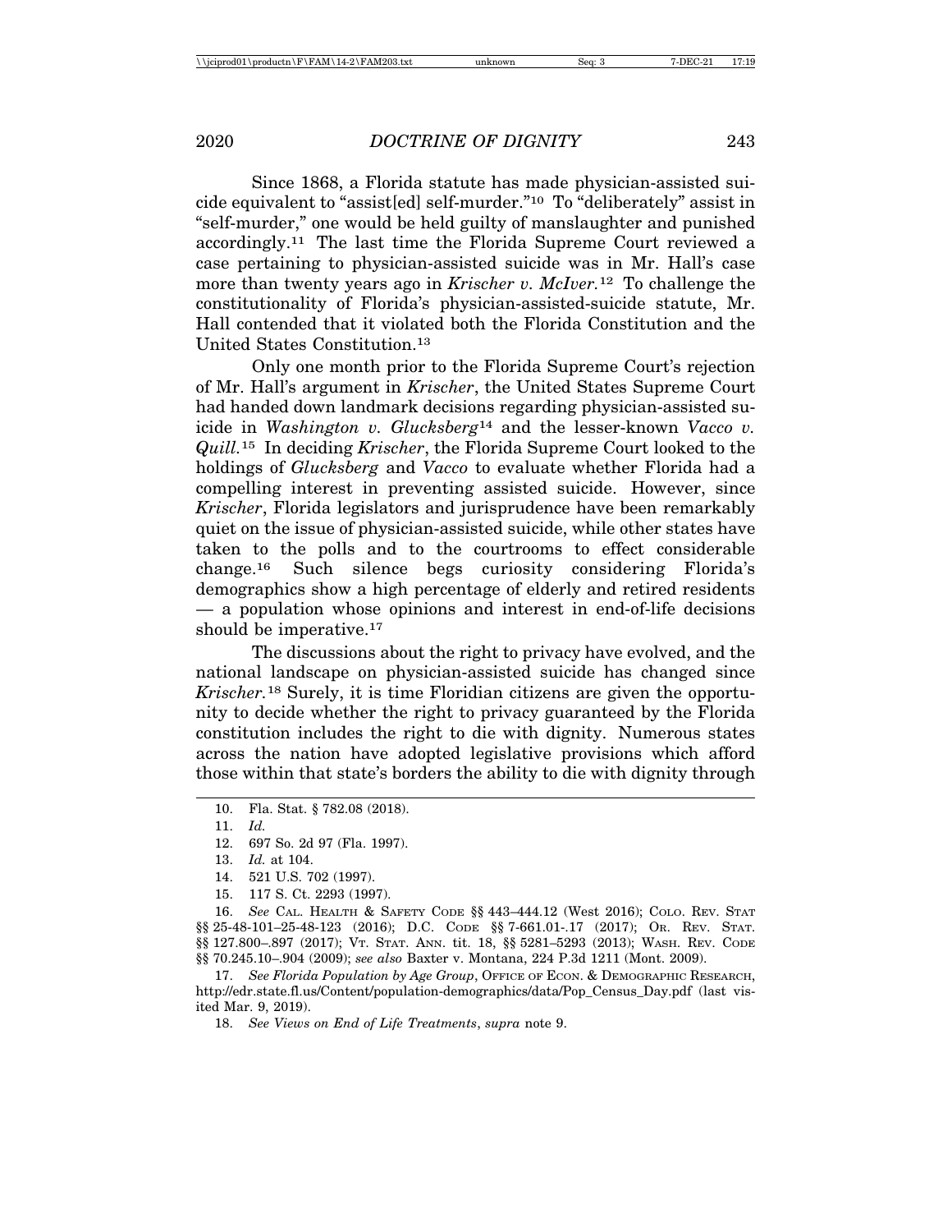Since 1868, a Florida statute has made physician-assisted suicide equivalent to "assist[ed] self-murder."[10] To "deliberately" assist in "self-murder," one would be held guilty of manslaughter and punished accordingly.[11] The last time the Florida Supreme Court reviewed a case pertaining to physician-assisted suicide was in Mr. Hall's case more than twenty years ago in *Krischer v. McIver.*[12] To challenge the constitutionality of Florida's physician-assisted-suicide statute, Mr. Hall contended that it violated both the Florida Constitution and the United States Constitution.[13]

Only one month prior to the Florida Supreme Court's rejection of Mr. Hall's argument in *Krischer*, the United States Supreme Court had handed down landmark decisions regarding physician-assisted suicide in *Washington v. Glucksberg*[14] and the lesser-known *Vacco v. Quill.*[15] In deciding *Krischer*, the Florida Supreme Court looked to the holdings of *Glucksberg* and *Vacco* to evaluate whether Florida had a compelling interest in preventing assisted suicide. However, since *Krischer*, Florida legislators and jurisprudence have been remarkably quiet on the issue of physician-assisted suicide, while other states have taken to the polls and to the courtrooms to effect considerable change.[16] Such silence begs curiosity considering Florida's demographics show a high percentage of elderly and retired residents — a population whose opinions and interest in end-of-life decisions should be imperative.[17]

The discussions about the right to privacy have evolved, and the national landscape on physician-assisted suicide has changed since *Krischer.*[18] Surely, it is time Floridian citizens are given the opportunity to decide whether the right to privacy guaranteed by the Florida constitution includes the right to die with dignity. Numerous states across the nation have adopted legislative provisions which afford those within that state's borders the ability to die with dignity through

---

10. Fla. Stat. § 782.08 (2018).

11. *Id.*

12. 697 So. 2d 97 (Fla. 1997).

13. *Id.* at 104.

14. 521 U.S. 702 (1997).

15. 117 S. Ct. 2293 (1997).

16. *See* CAL. HEALTH & SAFETY CODE §§ 443–444.12 (West 2016); COLO. REV. STAT §§ 25-48-101–25-48-123 (2016); D.C. CODE §§ 7-661.01-.17 (2017); OR. REV. STAT. §§ 127.800–.897 (2017); VT. STAT. ANN. tit. 18, §§ 5281–5293 (2013); WASH. REV. CODE §§ 70.245.10–.904 (2009); *see also* Baxter v. Montana, 224 P.3d 1211 (Mont. 2009).

17. *See Florida Population by Age Group*, OFFICE OF ECON. & DEMOGRAPHIC RESEARCH, http://edr.state.fl.us/Content/population-demographics/data/Pop_Census_Day.pdf (last visited Mar. 9, 2019).

18. *See Views on End of Life Treatments*, *supra* note 9.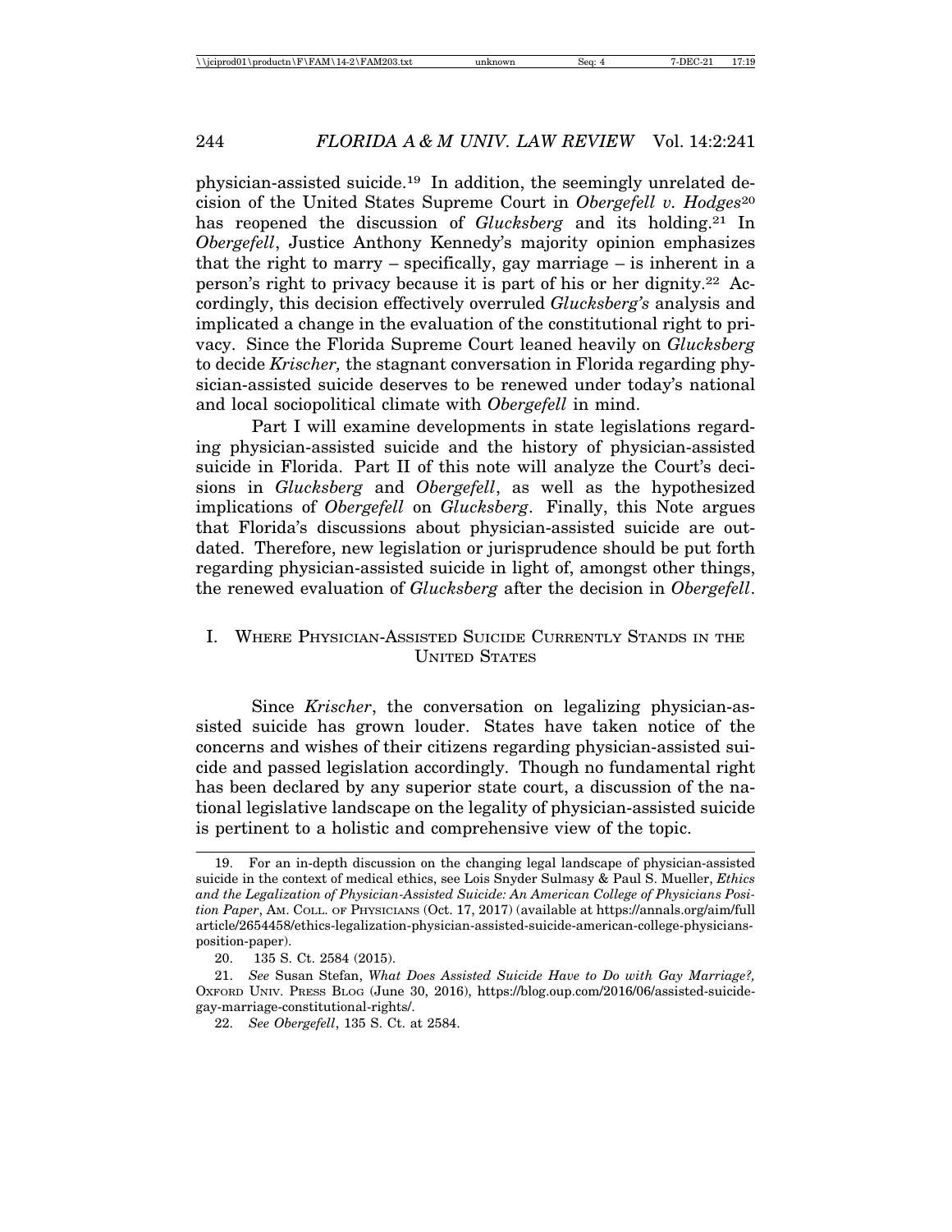physician-assisted suicide.[19] In addition, the seemingly unrelated decision of the United States Supreme Court in *Obergefell v. Hodges*[20] has reopened the discussion of *Glucksberg* and its holding.[21] In *Obergefell*, Justice Anthony Kennedy's majority opinion emphasizes that the right to marry – specifically, gay marriage – is inherent in a person's right to privacy because it is part of his or her dignity.[22] Accordingly, this decision effectively overruled *Glucksberg's* analysis and implicated a change in the evaluation of the constitutional right to privacy. Since the Florida Supreme Court leaned heavily on *Glucksberg* to decide *Krischer,* the stagnant conversation in Florida regarding physician-assisted suicide deserves to be renewed under today's national and local sociopolitical climate with *Obergefell* in mind.

Part I will examine developments in state legislations regarding physician-assisted suicide and the history of physician-assisted suicide in Florida. Part II of this note will analyze the Court's decisions in *Glucksberg* and *Obergefell*, as well as the hypothesized implications of *Obergefell* on *Glucksberg*. Finally, this Note argues that Florida's discussions about physician-assisted suicide are outdated. Therefore, new legislation or jurisprudence should be put forth regarding physician-assisted suicide in light of, amongst other things, the renewed evaluation of *Glucksberg* after the decision in *Obergefell*.

## I. WHERE PHYSICIAN-ASSISTED SUICIDE CURRENTLY STANDS IN THE UNITED STATES

Since *Krischer*, the conversation on legalizing physician-assisted suicide has grown louder. States have taken notice of the concerns and wishes of their citizens regarding physician-assisted suicide and passed legislation accordingly. Though no fundamental right has been declared by any superior state court, a discussion of the national legislative landscape on the legality of physician-assisted suicide is pertinent to a holistic and comprehensive view of the topic.

---

19. For an in-depth discussion on the changing legal landscape of physician-assisted suicide in the context of medical ethics, see Lois Snyder Sulmasy & Paul S. Mueller, *Ethics and the Legalization of Physician-Assisted Suicide: An American College of Physicians Position Paper*, AM. COLL. OF PHYSICIANS (Oct. 17, 2017) (available at https://annals.org/aim/fullarticle/2654458/ethics-legalization-physician-assisted-suicide-american-college-physicians-position-paper).

20. 135 S. Ct. 2584 (2015).

21. *See* Susan Stefan, *What Does Assisted Suicide Have to Do with Gay Marriage?,* OXFORD UNIV. PRESS BLOG (June 30, 2016), https://blog.oup.com/2016/06/assisted-suicide-gay-marriage-constitutional-rights/.

22. *See Obergefell*, 135 S. Ct. at 2584.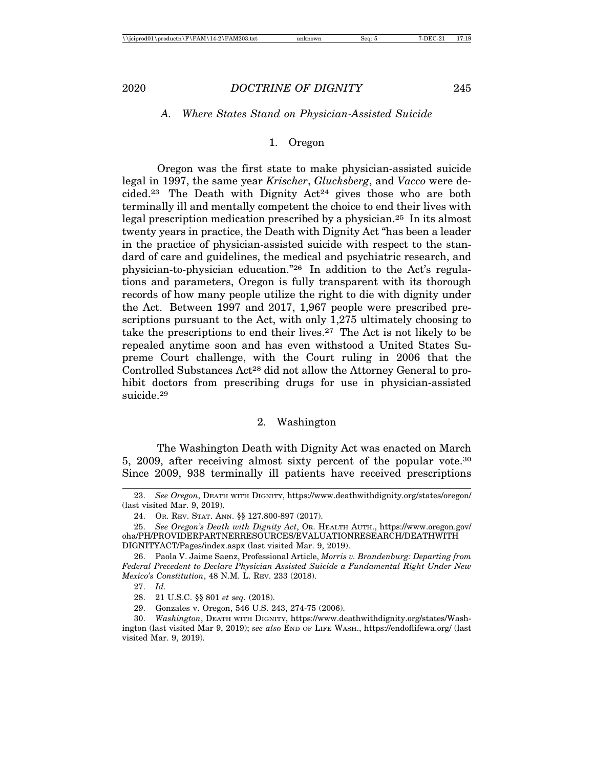### A. *Where States Stand on Physician-Assisted Suicide*

#### 1. Oregon

Oregon was the first state to make physician-assisted suicide legal in 1997, the same year *Krischer*, *Glucksberg*, and *Vacco* were decided.[23] The Death with Dignity Act[24] gives those who are both terminally ill and mentally competent the choice to end their lives with legal prescription medication prescribed by a physician.[25] In its almost twenty years in practice, the Death with Dignity Act "has been a leader in the practice of physician-assisted suicide with respect to the standard of care and guidelines, the medical and psychiatric research, and physician-to-physician education."[26] In addition to the Act's regulations and parameters, Oregon is fully transparent with its thorough records of how many people utilize the right to die with dignity under the Act. Between 1997 and 2017, 1,967 people were prescribed prescriptions pursuant to the Act, with only 1,275 ultimately choosing to take the prescriptions to end their lives.[27] The Act is not likely to be repealed anytime soon and has even withstood a United States Supreme Court challenge, with the Court ruling in 2006 that the Controlled Substances Act[28] did not allow the Attorney General to prohibit doctors from prescribing drugs for use in physician-assisted suicide.[29]

#### 2. Washington

The Washington Death with Dignity Act was enacted on March 5, 2009, after receiving almost sixty percent of the popular vote.[30] Since 2009, 938 terminally ill patients have received prescriptions

---

23. *See Oregon*, DEATH WITH DIGNITY, https://www.deathwithdignity.org/states/oregon/ (last visited Mar. 9, 2019).

24. OR. REV. STAT. ANN. §§ 127.800-897 (2017).

25. *See Oregon's Death with Dignity Act*, OR. HEALTH AUTH., https://www.oregon.gov/oha/PH/PROVIDERPARTNERRESOURCES/EVALUATIONRESEARCH/DEATHWITHDIGNITYACT/Pages/index.aspx (last visited Mar. 9, 2019).

26. Paola V. Jaime Saenz, Professional Article, *Morris v. Brandenburg: Departing from Federal Precedent to Declare Physician Assisted Suicide a Fundamental Right Under New Mexico's Constitution*, 48 N.M. L. REV. 233 (2018).

27. *Id.*

28. 21 U.S.C. §§ 801 *et seq.* (2018).

29. Gonzales v. Oregon, 546 U.S. 243, 274-75 (2006).

30. *Washington*, DEATH WITH DIGNITY, https://www.deathwithdignity.org/states/Washington (last visited Mar 9, 2019); *see also* END OF LIFE WASH., https://endoflifewa.org/ (last visited Mar. 9, 2019).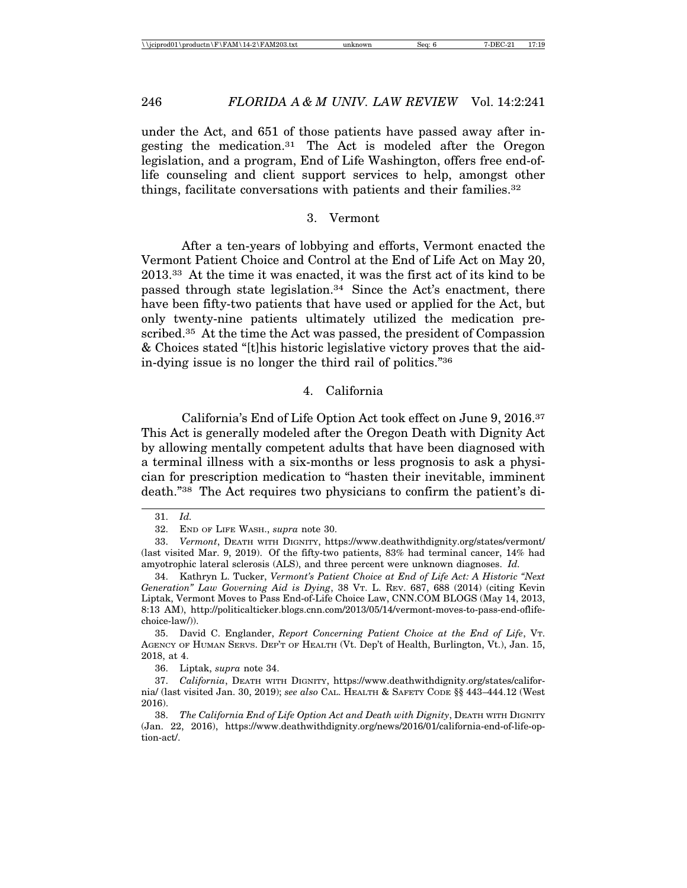under the Act, and 651 of those patients have passed away after ingesting the medication.[31] The Act is modeled after the Oregon legislation, and a program, End of Life Washington, offers free end-of-life counseling and client support services to help, amongst other things, facilitate conversations with patients and their families.[32]

### 3. Vermont

After a ten-years of lobbying and efforts, Vermont enacted the Vermont Patient Choice and Control at the End of Life Act on May 20, 2013.[33] At the time it was enacted, it was the first act of its kind to be passed through state legislation.[34] Since the Act's enactment, there have been fifty-two patients that have used or applied for the Act, but only twenty-nine patients ultimately utilized the medication prescribed.[35] At the time the Act was passed, the president of Compassion & Choices stated "[t]his historic legislative victory proves that the aid-in-dying issue is no longer the third rail of politics."[36]

### 4. California

California's End of Life Option Act took effect on June 9, 2016.[37] This Act is generally modeled after the Oregon Death with Dignity Act by allowing mentally competent adults that have been diagnosed with a terminal illness with a six-months or less prognosis to ask a physician for prescription medication to "hasten their inevitable, imminent death."[38] The Act requires two physicians to confirm the patient's di-

---

31. *Id.*

32. End of Life Wash., *supra* note 30.

33. *Vermont*, Death with Dignity, https://www.deathwithdignity.org/states/vermont/ (last visited Mar. 9, 2019). Of the fifty-two patients, 83% had terminal cancer, 14% had amyotrophic lateral sclerosis (ALS), and three percent were unknown diagnoses. *Id.*

34. Kathryn L. Tucker, *Vermont's Patient Choice at End of Life Act: A Historic "Next Generation" Law Governing Aid is Dying*, 38 Vt. L. Rev. 687, 688 (2014) (citing Kevin Liptak, Vermont Moves to Pass End-of-Life Choice Law, CNN.COM BLOGS (May 14, 2013, 8:13 AM), http://politicalticker.blogs.cnn.com/2013/05/14/vermont-moves-to-pass-end-oflife-choice-law/)).

35. David C. Englander, *Report Concerning Patient Choice at the End of Life*, Vt. Agency of Human Servs. Dep't of Health (Vt. Dep't of Health, Burlington, Vt.), Jan. 15, 2018, at 4.

36. Liptak, *supra* note 34.

37. *California*, Death with Dignity, https://www.deathwithdignity.org/states/california/ (last visited Jan. 30, 2019); *see also* Cal. Health & Safety Code §§ 443–444.12 (West 2016).

38. *The California End of Life Option Act and Death with Dignity*, Death with Dignity (Jan. 22, 2016), https://www.deathwithdignity.org/news/2016/01/california-end-of-life-option-act/.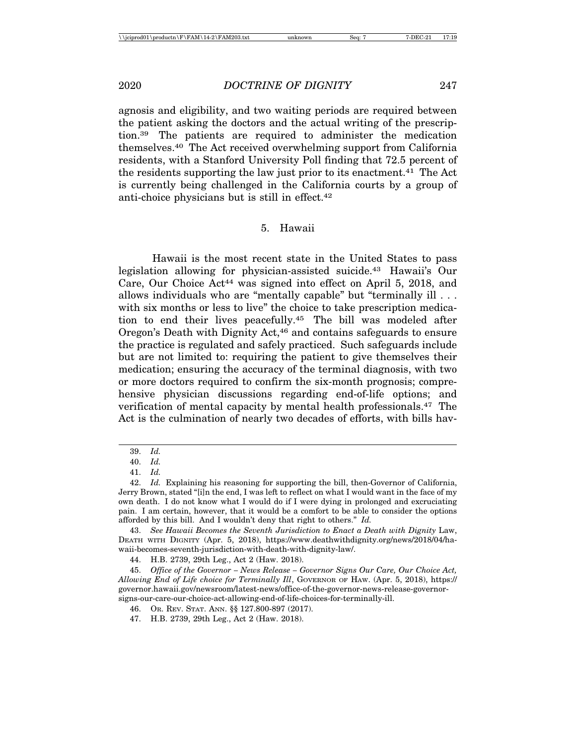agnosis and eligibility, and two waiting periods are required between the patient asking the doctors and the actual writing of the prescription.[39] The patients are required to administer the medication themselves.[40] The Act received overwhelming support from California residents, with a Stanford University Poll finding that 72.5 percent of the residents supporting the law just prior to its enactment.[41] The Act is currently being challenged in the California courts by a group of anti-choice physicians but is still in effect.[42]

### 5. Hawaii

Hawaii is the most recent state in the United States to pass legislation allowing for physician-assisted suicide.[43] Hawaii's Our Care, Our Choice Act[44] was signed into effect on April 5, 2018, and allows individuals who are "mentally capable" but "terminally ill . . . with six months or less to live" the choice to take prescription medication to end their lives peacefully.[45] The bill was modeled after Oregon's Death with Dignity Act,[46] and contains safeguards to ensure the practice is regulated and safely practiced. Such safeguards include but are not limited to: requiring the patient to give themselves their medication; ensuring the accuracy of the terminal diagnosis, with two or more doctors required to confirm the six-month prognosis; comprehensive physician discussions regarding end-of-life options; and verification of mental capacity by mental health professionals.[47] The Act is the culmination of nearly two decades of efforts, with bills hav-

---

39. *Id.*

40. *Id.*

41. *Id.*

42. *Id.* Explaining his reasoning for supporting the bill, then-Governor of California, Jerry Brown, stated "[i]n the end, I was left to reflect on what I would want in the face of my own death. I do not know what I would do if I were dying in prolonged and excruciating pain. I am certain, however, that it would be a comfort to be able to consider the options afforded by this bill. And I wouldn't deny that right to others." *Id.*

43. *See Hawaii Becomes the Seventh Jurisdiction to Enact a Death with Dignity* Law, DEATH WITH DIGNITY (Apr. 5, 2018), https://www.deathwithdignity.org/news/2018/04/hawaii-becomes-seventh-jurisdiction-with-death-with-dignity-law/.

44. H.B. 2739, 29th Leg., Act 2 (Haw. 2018).

45. *Office of the Governor – News Release – Governor Signs Our Care, Our Choice Act, Allowing End of Life choice for Terminally Ill*, GOVERNOR OF HAW. (Apr. 5, 2018), https://governor.hawaii.gov/newsroom/latest-news/office-of-the-governor-news-release-governor-signs-our-care-our-choice-act-allowing-end-of-life-choices-for-terminally-ill.

46. OR. REV. STAT. ANN. §§ 127.800-897 (2017).

47. H.B. 2739, 29th Leg., Act 2 (Haw. 2018).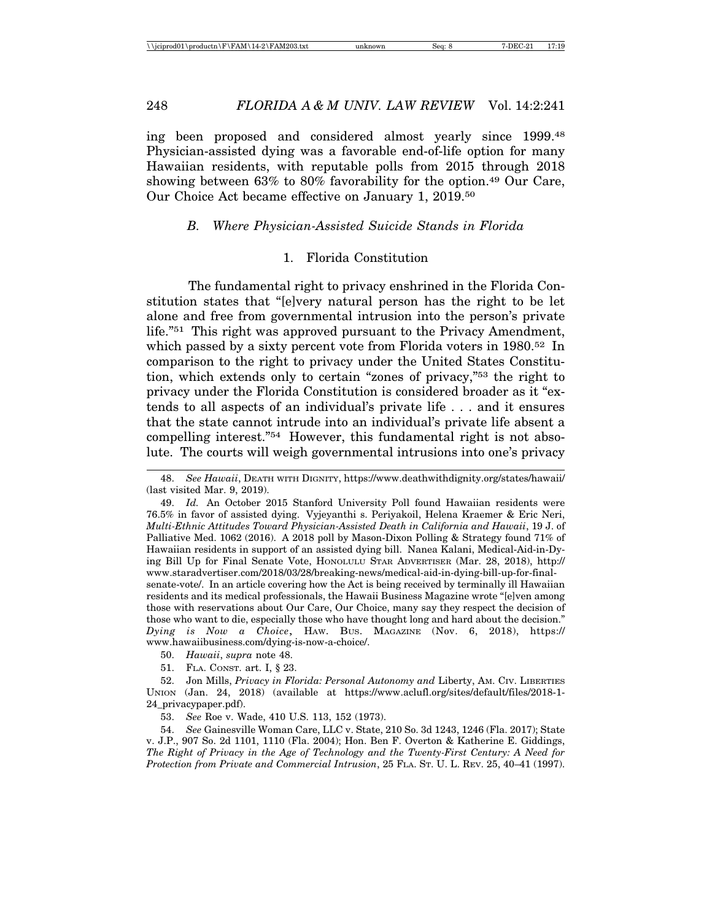ing been proposed and considered almost yearly since 1999.[48] Physician-assisted dying was a favorable end-of-life option for many Hawaiian residents, with reputable polls from 2015 through 2018 showing between 63% to 80% favorability for the option.[49] Our Care, Our Choice Act became effective on January 1, 2019.[50]

### *B. Where Physician-Assisted Suicide Stands in Florida*

#### 1. Florida Constitution

The fundamental right to privacy enshrined in the Florida Constitution states that "[e]very natural person has the right to be let alone and free from governmental intrusion into the person's private life."[51] This right was approved pursuant to the Privacy Amendment, which passed by a sixty percent vote from Florida voters in 1980.[52] In comparison to the right to privacy under the United States Constitution, which extends only to certain "zones of privacy,"[53] the right to privacy under the Florida Constitution is considered broader as it "extends to all aspects of an individual's private life . . . and it ensures that the state cannot intrude into an individual's private life absent a compelling interest."[54] However, this fundamental right is not absolute. The courts will weigh governmental intrusions into one's privacy

---

48. *See Hawaii*, DEATH WITH DIGNITY, https://www.deathwithdignity.org/states/hawaii/ (last visited Mar. 9, 2019).

49. *Id.* An October 2015 Stanford University Poll found Hawaiian residents were 76.5% in favor of assisted dying. Vyjeyanthi s. Periyakoil, Helena Kraemer & Eric Neri, *Multi-Ethnic Attitudes Toward Physician-Assisted Death in California and Hawaii*, 19 J. of Palliative Med. 1062 (2016). A 2018 poll by Mason-Dixon Polling & Strategy found 71% of Hawaiian residents in support of an assisted dying bill. Nanea Kalani, Medical-Aid-in-Dying Bill Up for Final Senate Vote, HONOLULU STAR ADVERTISER (Mar. 28, 2018), http://www.staradvertiser.com/2018/03/28/breaking-news/medical-aid-in-dying-bill-up-for-final-senate-vote/. In an article covering how the Act is being received by terminally ill Hawaiian residents and its medical professionals, the Hawaii Business Magazine wrote "[e]ven among those with reservations about Our Care, Our Choice, many say they respect the decision of those who want to die, especially those who have thought long and hard about the decision." *Dying is Now a Choice*, HAW. BUS. MAGAZINE (Nov. 6, 2018), https://www.hawaiibusiness.com/dying-is-now-a-choice/.

50. *Hawaii*, *supra* note 48.

51. FLA. CONST. art. I, § 23.

52. Jon Mills, *Privacy in Florida: Personal Autonomy and* Liberty, AM. CIV. LIBERTIES UNION (Jan. 24, 2018) (available at https://www.aclufl.org/sites/default/files/2018-1-24_privacypaper.pdf).

53. *See* Roe v. Wade, 410 U.S. 113, 152 (1973).

54. *See* Gainesville Woman Care, LLC v. State, 210 So. 3d 1243, 1246 (Fla. 2017); State v. J.P., 907 So. 2d 1101, 1110 (Fla. 2004); Hon. Ben F. Overton & Katherine E. Giddings, *The Right of Privacy in the Age of Technology and the Twenty-First Century: A Need for Protection from Private and Commercial Intrusion*, 25 FLA. ST. U. L. REV. 25, 40–41 (1997).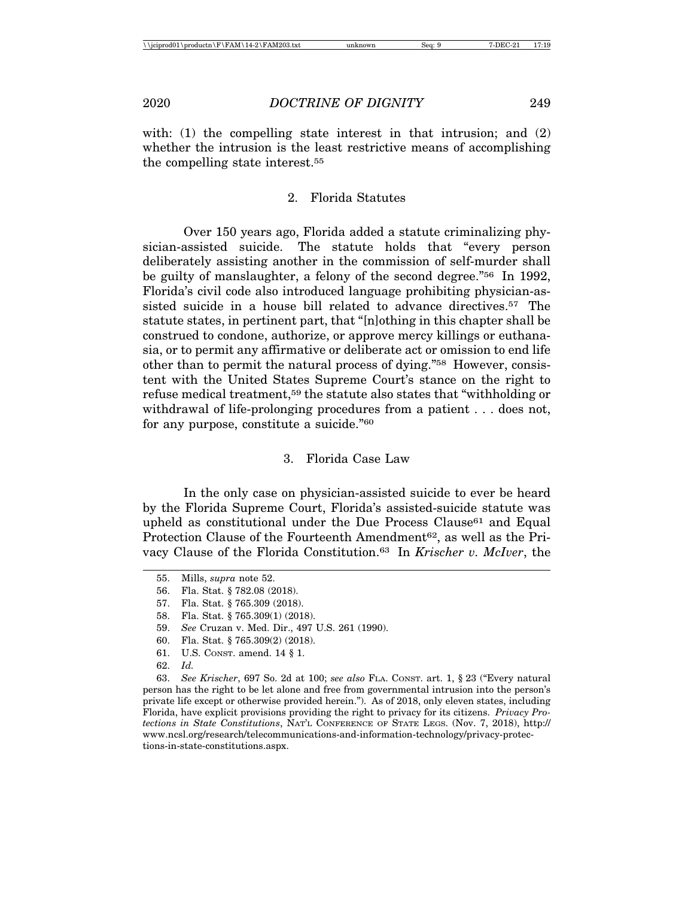with: (1) the compelling state interest in that intrusion; and (2) whether the intrusion is the least restrictive means of accomplishing the compelling state interest.[55]

### 2. Florida Statutes

Over 150 years ago, Florida added a statute criminalizing physician-assisted suicide. The statute holds that "every person deliberately assisting another in the commission of self-murder shall be guilty of manslaughter, a felony of the second degree."[56] In 1992, Florida's civil code also introduced language prohibiting physician-assisted suicide in a house bill related to advance directives.[57] The statute states, in pertinent part, that "[n]othing in this chapter shall be construed to condone, authorize, or approve mercy killings or euthanasia, or to permit any affirmative or deliberate act or omission to end life other than to permit the natural process of dying."[58] However, consistent with the United States Supreme Court's stance on the right to refuse medical treatment,[59] the statute also states that "withholding or withdrawal of life-prolonging procedures from a patient . . . does not, for any purpose, constitute a suicide."[60]

### 3. Florida Case Law

In the only case on physician-assisted suicide to ever be heard by the Florida Supreme Court, Florida's assisted-suicide statute was upheld as constitutional under the Due Process Clause[61] and Equal Protection Clause of the Fourteenth Amendment[62], as well as the Privacy Clause of the Florida Constitution.[63] In *Krischer v. McIver*, the

---

55. Mills, *supra* note 52.
56. Fla. Stat. § 782.08 (2018).
57. Fla. Stat. § 765.309 (2018).
58. Fla. Stat. § 765.309(1) (2018).
59. *See* Cruzan v. Med. Dir., 497 U.S. 261 (1990).
60. Fla. Stat. § 765.309(2) (2018).
61. U.S. Const. amend. 14 § 1.
62. *Id.*
63. *See Krischer*, 697 So. 2d at 100; *see also* Fla. Const. art. 1, § 23 ("Every natural person has the right to be let alone and free from governmental intrusion into the person's private life except or otherwise provided herein."). As of 2018, only eleven states, including Florida, have explicit provisions providing the right to privacy for its citizens. *Privacy Protections in State Constitutions*, Nat'l Conference of State Legs. (Nov. 7, 2018), http://www.ncsl.org/research/telecommunications-and-information-technology/privacy-protections-in-state-constitutions.aspx.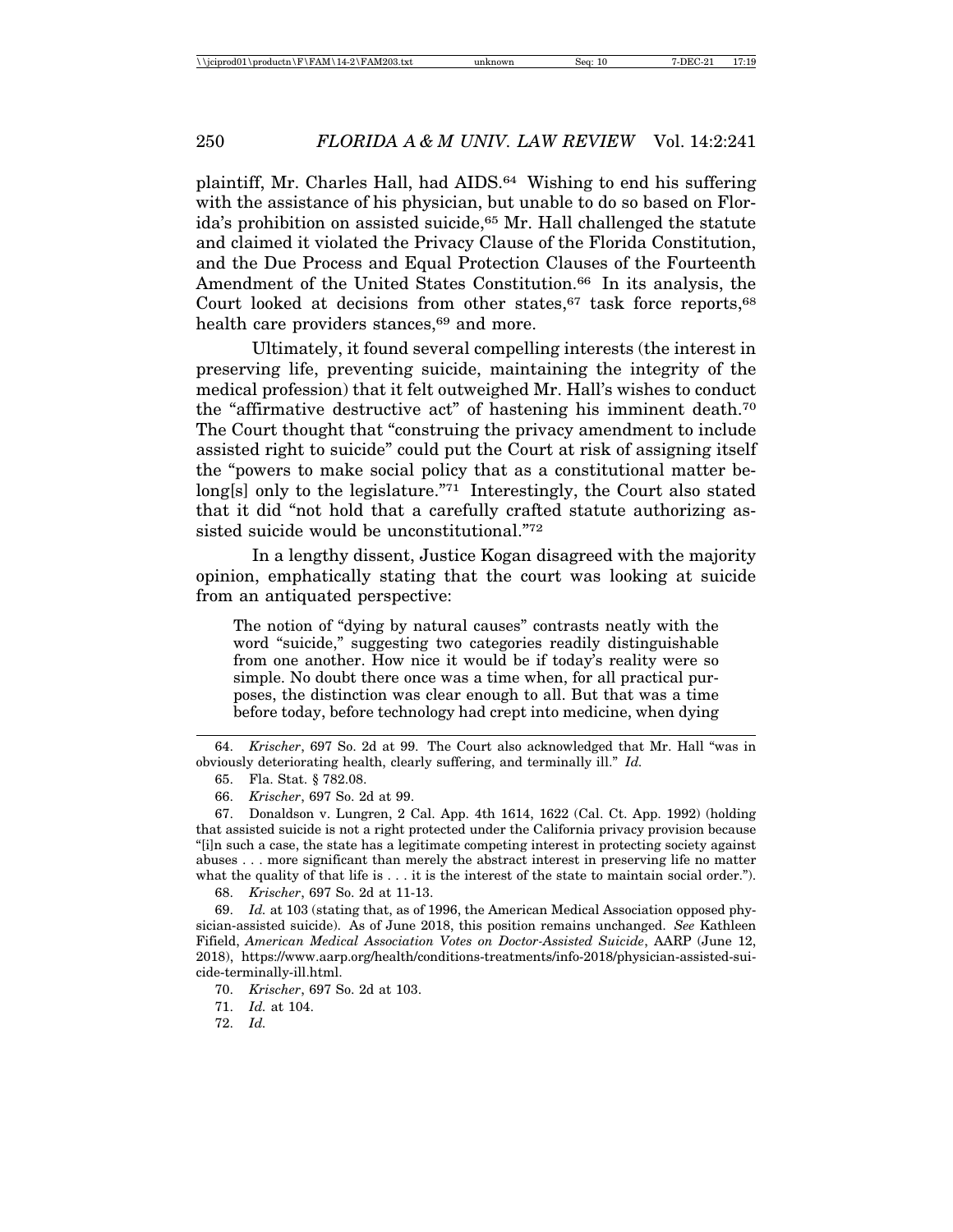plaintiff, Mr. Charles Hall, had AIDS.[64] Wishing to end his suffering with the assistance of his physician, but unable to do so based on Florida's prohibition on assisted suicide,[65] Mr. Hall challenged the statute and claimed it violated the Privacy Clause of the Florida Constitution, and the Due Process and Equal Protection Clauses of the Fourteenth Amendment of the United States Constitution.[66] In its analysis, the Court looked at decisions from other states,[67] task force reports,[68] health care providers stances,[69] and more.

Ultimately, it found several compelling interests (the interest in preserving life, preventing suicide, maintaining the integrity of the medical profession) that it felt outweighed Mr. Hall's wishes to conduct the "affirmative destructive act" of hastening his imminent death.[70] The Court thought that "construing the privacy amendment to include assisted right to suicide" could put the Court at risk of assigning itself the "powers to make social policy that as a constitutional matter belong[s] only to the legislature."[71] Interestingly, the Court also stated that it did "not hold that a carefully crafted statute authorizing assisted suicide would be unconstitutional."[72]

In a lengthy dissent, Justice Kogan disagreed with the majority opinion, emphatically stating that the court was looking at suicide from an antiquated perspective:

> The notion of "dying by natural causes" contrasts neatly with the word "suicide," suggesting two categories readily distinguishable from one another. How nice it would be if today's reality were so simple. No doubt there once was a time when, for all practical purposes, the distinction was clear enough to all. But that was a time before today, before technology had crept into medicine, when dying

---

64. *Krischer*, 697 So. 2d at 99. The Court also acknowledged that Mr. Hall "was in obviously deteriorating health, clearly suffering, and terminally ill." *Id.*

65. Fla. Stat. § 782.08.

66. *Krischer*, 697 So. 2d at 99.

67. Donaldson v. Lungren, 2 Cal. App. 4th 1614, 1622 (Cal. Ct. App. 1992) (holding that assisted suicide is not a right protected under the California privacy provision because "[i]n such a case, the state has a legitimate competing interest in protecting society against abuses . . . more significant than merely the abstract interest in preserving life no matter what the quality of that life is . . . it is the interest of the state to maintain social order.").

68. *Krischer*, 697 So. 2d at 11-13.

69. *Id.* at 103 (stating that, as of 1996, the American Medical Association opposed physician-assisted suicide). As of June 2018, this position remains unchanged. *See* Kathleen Fifield, *American Medical Association Votes on Doctor-Assisted Suicide*, AARP (June 12, 2018), https://www.aarp.org/health/conditions-treatments/info-2018/physician-assisted-suicide-terminally-ill.html.

70. *Krischer*, 697 So. 2d at 103.

71. *Id.* at 104.

72. *Id.*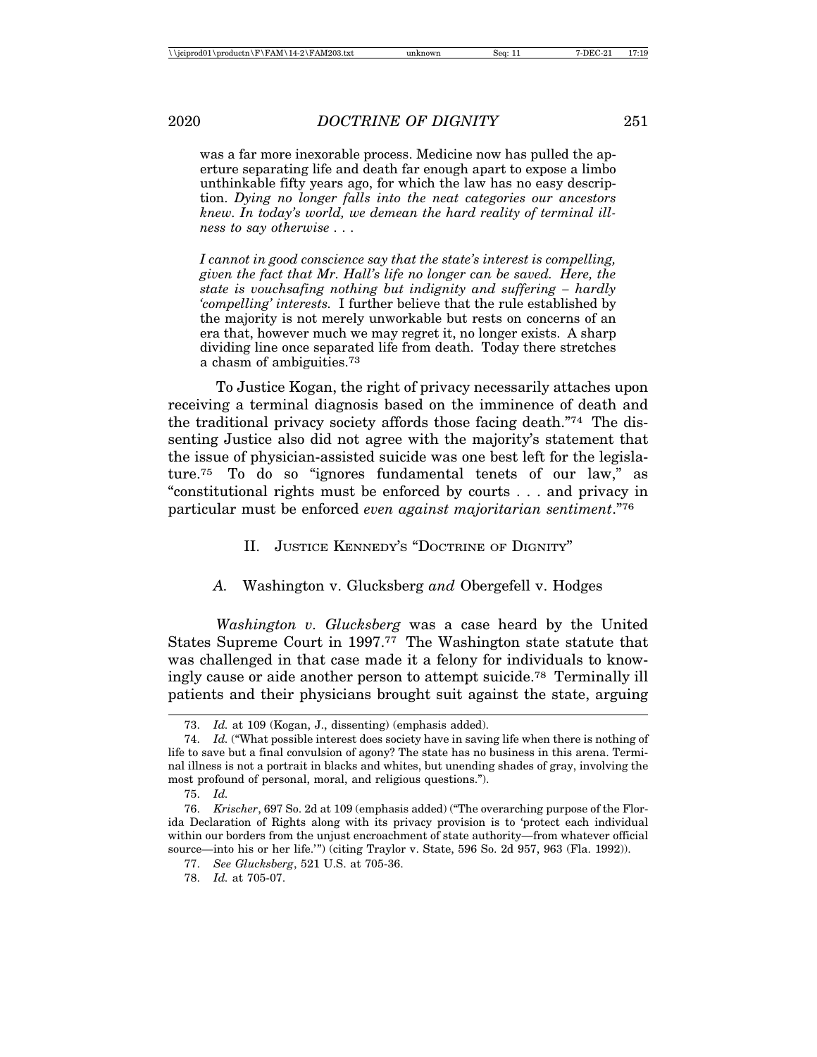was a far more inexorable process. Medicine now has pulled the aperture separating life and death far enough apart to expose a limbo unthinkable fifty years ago, for which the law has no easy description. *Dying no longer falls into the neat categories our ancestors knew. In today's world, we demean the hard reality of terminal illness to say otherwise . . .*

> *I cannot in good conscience say that the state's interest is compelling, given the fact that Mr. Hall's life no longer can be saved. Here, the state is vouchsafing nothing but indignity and suffering – hardly 'compelling' interests.* I further believe that the rule established by the majority is not merely unworkable but rests on concerns of an era that, however much we may regret it, no longer exists. A sharp dividing line once separated life from death. Today there stretches a chasm of ambiguities.[73]

To Justice Kogan, the right of privacy necessarily attaches upon receiving a terminal diagnosis based on the imminence of death and the traditional privacy society affords those facing death."[74] The dissenting Justice also did not agree with the majority's statement that the issue of physician-assisted suicide was one best left for the legislature.[75] To do so "ignores fundamental tenets of our law," as "constitutional rights must be enforced by courts . . . and privacy in particular must be enforced *even against majoritarian sentiment*."[76]

## II. Justice Kennedy's "Doctrine of Dignity"

### A. *Washington v. Glucksberg and Obergefell v. Hodges*

*Washington v. Glucksberg* was a case heard by the United States Supreme Court in 1997.[77] The Washington state statute that was challenged in that case made it a felony for individuals to knowingly cause or aide another person to attempt suicide.[78] Terminally ill patients and their physicians brought suit against the state, arguing

---

73. *Id.* at 109 (Kogan, J., dissenting) (emphasis added).

74. *Id.* ("What possible interest does society have in saving life when there is nothing of life to save but a final convulsion of agony? The state has no business in this arena. Terminal illness is not a portrait in blacks and whites, but unending shades of gray, involving the most profound of personal, moral, and religious questions.").

75. *Id.*

76. *Krischer*, 697 So. 2d at 109 (emphasis added) ("The overarching purpose of the Florida Declaration of Rights along with its privacy provision is to 'protect each individual within our borders from the unjust encroachment of state authority—from whatever official source—into his or her life.'") (citing Traylor v. State, 596 So. 2d 957, 963 (Fla. 1992)).

77. *See Glucksberg*, 521 U.S. at 705-36.

78. *Id.* at 705-07.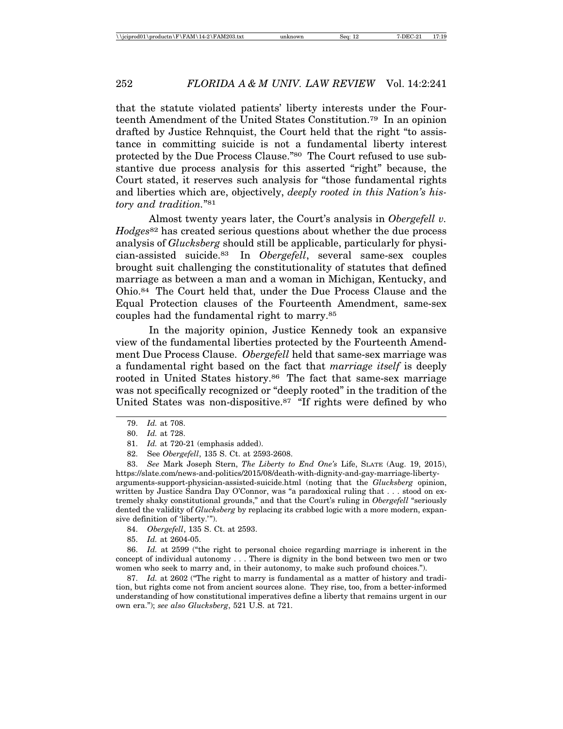that the statute violated patients' liberty interests under the Fourteenth Amendment of the United States Constitution.[79] In an opinion drafted by Justice Rehnquist, the Court held that the right "to assistance in committing suicide is not a fundamental liberty interest protected by the Due Process Clause."[80] The Court refused to use substantive due process analysis for this asserted "right" because, the Court stated, it reserves such analysis for "those fundamental rights and liberties which are, objectively, *deeply rooted in this Nation's history and tradition.*"[81]

Almost twenty years later, the Court's analysis in *Obergefell v. Hodges*[82] has created serious questions about whether the due process analysis of *Glucksberg* should still be applicable, particularly for physician-assisted suicide.[83] In *Obergefell*, several same-sex couples brought suit challenging the constitutionality of statutes that defined marriage as between a man and a woman in Michigan, Kentucky, and Ohio.[84] The Court held that, under the Due Process Clause and the Equal Protection clauses of the Fourteenth Amendment, same-sex couples had the fundamental right to marry.[85]

In the majority opinion, Justice Kennedy took an expansive view of the fundamental liberties protected by the Fourteenth Amendment Due Process Clause. *Obergefell* held that same-sex marriage was a fundamental right based on the fact that *marriage itself* is deeply rooted in United States history.[86] The fact that same-sex marriage was not specifically recognized or "deeply rooted" in the tradition of the United States was non-dispositive.[87] "If rights were defined by who

---

79. *Id.* at 708.

80. *Id.* at 728.

81. *Id.* at 720-21 (emphasis added).

82. See *Obergefell*, 135 S. Ct. at 2593-2608.

83. *See* Mark Joseph Stern, *The Liberty to End One's* Life, SLATE (Aug. 19, 2015), https://slate.com/news-and-politics/2015/08/death-with-dignity-and-gay-marriage-liberty-arguments-support-physician-assisted-suicide.html (noting that the *Glucksberg* opinion, written by Justice Sandra Day O'Connor, was "a paradoxical ruling that . . . stood on extremely shaky constitutional grounds," and that the Court's ruling in *Obergefell* "seriously dented the validity of *Glucksberg* by replacing its crabbed logic with a more modern, expansive definition of 'liberty.'").

84. *Obergefell*, 135 S. Ct. at 2593.

85. *Id.* at 2604-05.

86. *Id.* at 2599 ("the right to personal choice regarding marriage is inherent in the concept of individual autonomy . . . There is dignity in the bond between two men or two women who seek to marry and, in their autonomy, to make such profound choices.").

87. *Id.* at 2602 ("The right to marry is fundamental as a matter of history and tradition, but rights come not from ancient sources alone. They rise, too, from a better-informed understanding of how constitutional imperatives define a liberty that remains urgent in our own era."); *see also Glucksberg*, 521 U.S. at 721.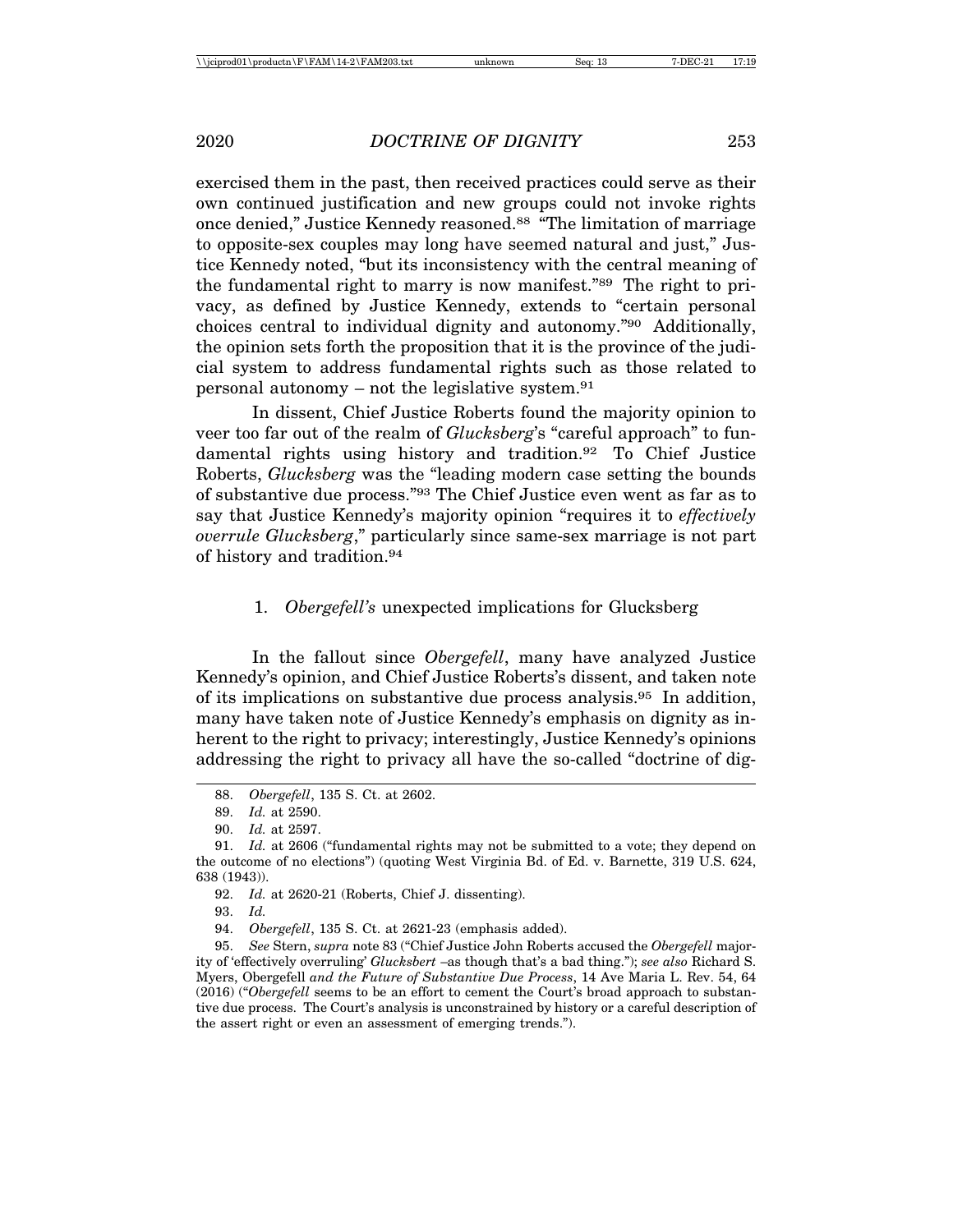exercised them in the past, then received practices could serve as their own continued justification and new groups could not invoke rights once denied," Justice Kennedy reasoned.[88] "The limitation of marriage to opposite-sex couples may long have seemed natural and just," Justice Kennedy noted, "but its inconsistency with the central meaning of the fundamental right to marry is now manifest."[89] The right to privacy, as defined by Justice Kennedy, extends to "certain personal choices central to individual dignity and autonomy."[90] Additionally, the opinion sets forth the proposition that it is the province of the judicial system to address fundamental rights such as those related to personal autonomy – not the legislative system.[91]

In dissent, Chief Justice Roberts found the majority opinion to veer too far out of the realm of *Glucksberg*'s "careful approach" to fundamental rights using history and tradition.[92] To Chief Justice Roberts, *Glucksberg* was the "leading modern case setting the bounds of substantive due process."[93] The Chief Justice even went as far as to say that Justice Kennedy's majority opinion "requires it to *effectively overrule Glucksberg*," particularly since same-sex marriage is not part of history and tradition.[94]

### 1. *Obergefell's* unexpected implications for Glucksberg

In the fallout since *Obergefell*, many have analyzed Justice Kennedy's opinion, and Chief Justice Roberts's dissent, and taken note of its implications on substantive due process analysis.[95] In addition, many have taken note of Justice Kennedy's emphasis on dignity as inherent to the right to privacy; interestingly, Justice Kennedy's opinions addressing the right to privacy all have the so-called "doctrine of dig-

---

88. *Obergefell*, 135 S. Ct. at 2602.

89. *Id.* at 2590.

90. *Id.* at 2597.

91. *Id.* at 2606 ("fundamental rights may not be submitted to a vote; they depend on the outcome of no elections") (quoting West Virginia Bd. of Ed. v. Barnette, 319 U.S. 624, 638 (1943)).

92. *Id.* at 2620-21 (Roberts, Chief J. dissenting).

93. *Id.*

94. *Obergefell*, 135 S. Ct. at 2621-23 (emphasis added).

95. *See* Stern, *supra* note 83 ("Chief Justice John Roberts accused the *Obergefell* majority of 'effectively overruling' *Glucksbert* –as though that's a bad thing."); *see also* Richard S. Myers, Obergefell *and the Future of Substantive Due Process*, 14 Ave Maria L. Rev. 54, 64 (2016) ("*Obergefell* seems to be an effort to cement the Court's broad approach to substantive due process. The Court's analysis is unconstrained by history or a careful description of the assert right or even an assessment of emerging trends.").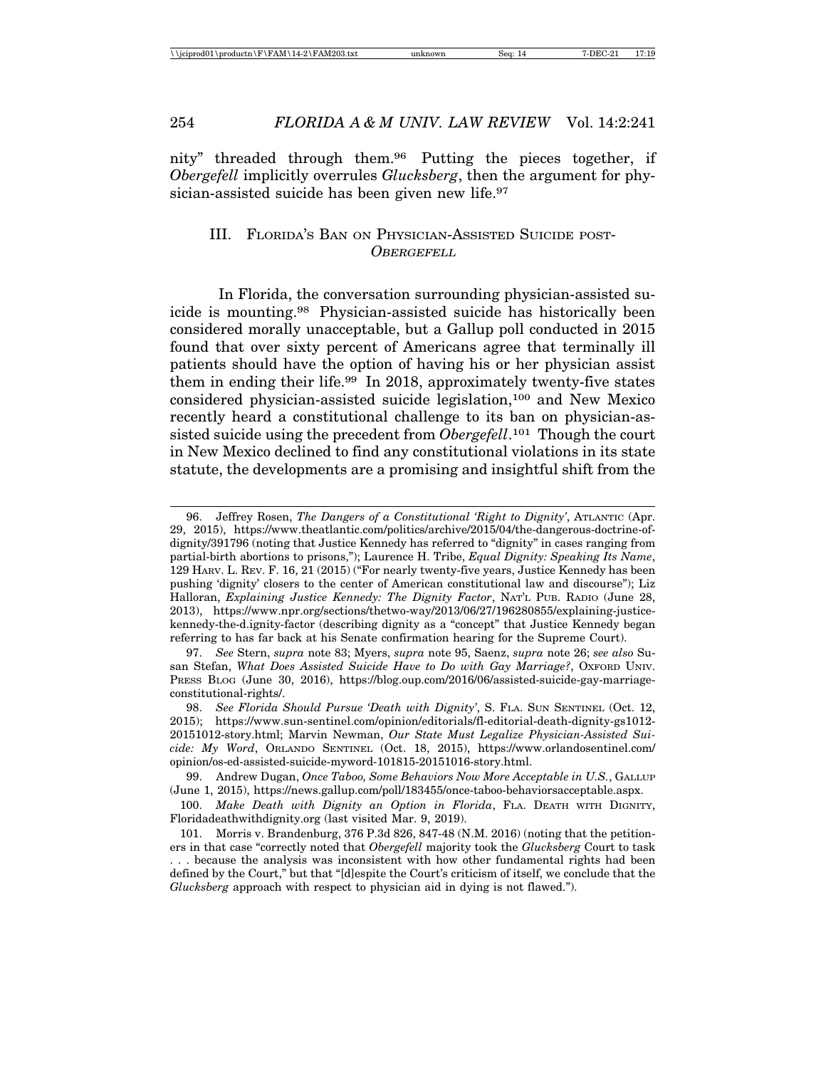nity" threaded through them.[96] Putting the pieces together, if *Obergefell* implicitly overrules *Glucksberg*, then the argument for physician-assisted suicide has been given new life.[97]

## III. Florida's Ban on Physician-Assisted Suicide post-*Obergefell*

In Florida, the conversation surrounding physician-assisted suicide is mounting.[98] Physician-assisted suicide has historically been considered morally unacceptable, but a Gallup poll conducted in 2015 found that over sixty percent of Americans agree that terminally ill patients should have the option of having his or her physician assist them in ending their life.[99] In 2018, approximately twenty-five states considered physician-assisted suicide legislation,[100] and New Mexico recently heard a constitutional challenge to its ban on physician-assisted suicide using the precedent from *Obergefell*.[101] Though the court in New Mexico declined to find any constitutional violations in its state statute, the developments are a promising and insightful shift from the

---

96. Jeffrey Rosen, *The Dangers of a Constitutional 'Right to Dignity'*, Atlantic (Apr. 29, 2015), https://www.theatlantic.com/politics/archive/2015/04/the-dangerous-doctrine-of-dignity/391796 (noting that Justice Kennedy has referred to "dignity" in cases ranging from partial-birth abortions to prisons,"); Laurence H. Tribe, *Equal Dignity: Speaking Its Name*, 129 Harv. L. Rev. F. 16, 21 (2015) ("For nearly twenty-five years, Justice Kennedy has been pushing 'dignity' closers to the center of American constitutional law and discourse"); Liz Halloran, *Explaining Justice Kennedy: The Dignity Factor*, Nat'l Pub. Radio (June 28, 2013), https://www.npr.org/sections/thetwo-way/2013/06/27/196280855/explaining-justice-kennedy-the-d.ignity-factor (describing dignity as a "concept" that Justice Kennedy began referring to has far back at his Senate confirmation hearing for the Supreme Court).

97. *See* Stern, *supra* note 83; Myers, *supra* note 95, Saenz, *supra* note 26; *see also* Susan Stefan, *What Does Assisted Suicide Have to Do with Gay Marriage?*, Oxford Univ. Press Blog (June 30, 2016), https://blog.oup.com/2016/06/assisted-suicide-gay-marriage-constitutional-rights/.

98. *See Florida Should Pursue 'Death with Dignity'*, S. Fla. Sun Sentinel (Oct. 12, 2015); https://www.sun-sentinel.com/opinion/editorials/fl-editorial-death-dignity-gs1012-20151012-story.html; Marvin Newman, *Our State Must Legalize Physician-Assisted Suicide: My Word*, Orlando Sentinel (Oct. 18, 2015), https://www.orlandosentinel.com/opinion/os-ed-assisted-suicide-myword-101815-20151016-story.html.

99. Andrew Dugan, *Once Taboo, Some Behaviors Now More Acceptable in U.S.*, Gallup (June 1, 2015), https://news.gallup.com/poll/183455/once-taboo-behaviorsacceptable.aspx.

100. *Make Death with Dignity an Option in Florida*, Fla. Death with Dignity, Floridadeathwithdignity.org (last visited Mar. 9, 2019).

101. Morris v. Brandenburg, 376 P.3d 826, 847-48 (N.M. 2016) (noting that the petitioners in that case "correctly noted that *Obergefell* majority took the *Glucksberg* Court to task . . . because the analysis was inconsistent with how other fundamental rights had been defined by the Court," but that "[d]espite the Court's criticism of itself, we conclude that the *Glucksberg* approach with respect to physician aid in dying is not flawed.").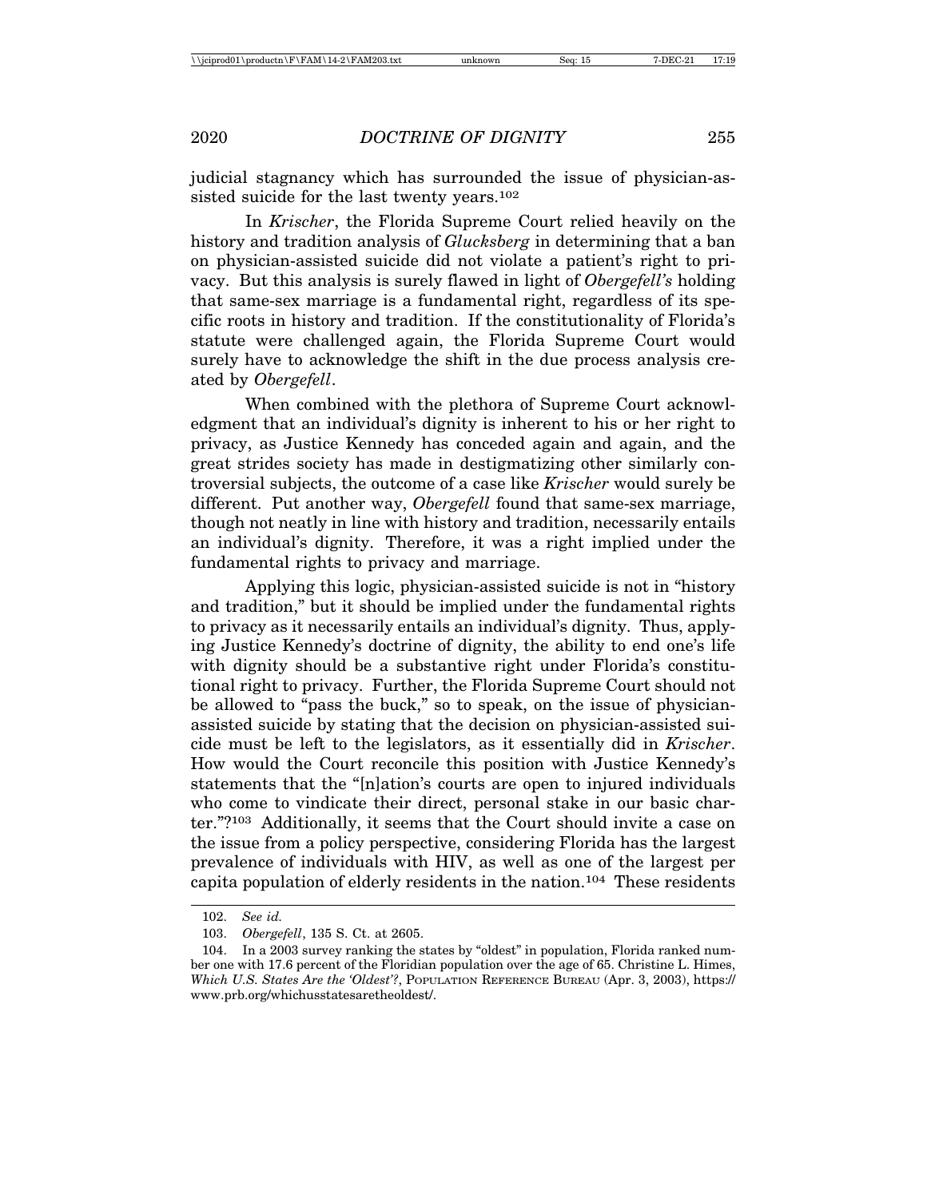judicial stagnancy which has surrounded the issue of physician-assisted suicide for the last twenty years.[102]

In *Krischer*, the Florida Supreme Court relied heavily on the history and tradition analysis of *Glucksberg* in determining that a ban on physician-assisted suicide did not violate a patient's right to privacy. But this analysis is surely flawed in light of *Obergefell's* holding that same-sex marriage is a fundamental right, regardless of its specific roots in history and tradition. If the constitutionality of Florida's statute were challenged again, the Florida Supreme Court would surely have to acknowledge the shift in the due process analysis created by *Obergefell*.

When combined with the plethora of Supreme Court acknowledgment that an individual's dignity is inherent to his or her right to privacy, as Justice Kennedy has conceded again and again, and the great strides society has made in destigmatizing other similarly controversial subjects, the outcome of a case like *Krischer* would surely be different. Put another way, *Obergefell* found that same-sex marriage, though not neatly in line with history and tradition, necessarily entails an individual's dignity. Therefore, it was a right implied under the fundamental rights to privacy and marriage.

Applying this logic, physician-assisted suicide is not in "history and tradition," but it should be implied under the fundamental rights to privacy as it necessarily entails an individual's dignity. Thus, applying Justice Kennedy's doctrine of dignity, the ability to end one's life with dignity should be a substantive right under Florida's constitutional right to privacy. Further, the Florida Supreme Court should not be allowed to "pass the buck," so to speak, on the issue of physician-assisted suicide by stating that the decision on physician-assisted suicide must be left to the legislators, as it essentially did in *Krischer*. How would the Court reconcile this position with Justice Kennedy's statements that the "[n]ation's courts are open to injured individuals who come to vindicate their direct, personal stake in our basic charter."?[103] Additionally, it seems that the Court should invite a case on the issue from a policy perspective, considering Florida has the largest prevalence of individuals with HIV, as well as one of the largest per capita population of elderly residents in the nation.[104] These residents

---

102. *See id.*

103. *Obergefell*, 135 S. Ct. at 2605.

104. In a 2003 survey ranking the states by "oldest" in population, Florida ranked number one with 17.6 percent of the Floridian population over the age of 65. Christine L. Himes, *Which U.S. States Are the 'Oldest'?*, POPULATION REFERENCE BUREAU (Apr. 3, 2003), https://www.prb.org/whichusstatesaretheoldest/.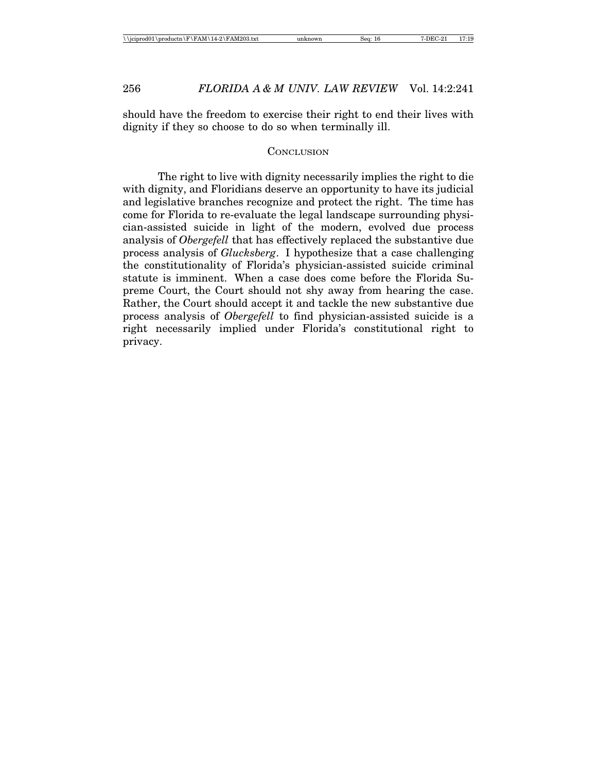should have the freedom to exercise their right to end their lives with dignity if they so choose to do so when terminally ill.

## Conclusion

The right to live with dignity necessarily implies the right to die with dignity, and Floridians deserve an opportunity to have its judicial and legislative branches recognize and protect the right. The time has come for Florida to re-evaluate the legal landscape surrounding physician-assisted suicide in light of the modern, evolved due process analysis of *Obergefell* that has effectively replaced the substantive due process analysis of *Glucksberg*. I hypothesize that a case challenging the constitutionality of Florida's physician-assisted suicide criminal statute is imminent. When a case does come before the Florida Supreme Court, the Court should not shy away from hearing the case. Rather, the Court should accept it and tackle the new substantive due process analysis of *Obergefell* to find physician-assisted suicide is a right necessarily implied under Florida's constitutional right to privacy.